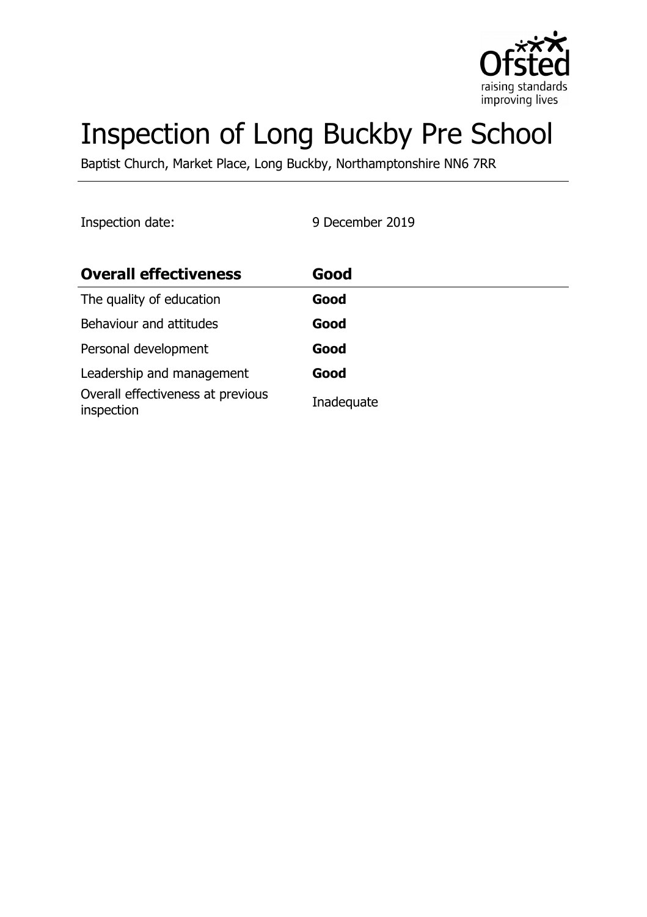# Inspection of Long Buckby Pre School

Baptist Church, Market Place, Long Buckby, Northamptonshire NN6 7RR

Inspection date: 9 December 2019

| **Overall effectiveness** | **Good** |
| --- | --- |
| The quality of education | **Good** |
| Behaviour and attitudes | **Good** |
| Personal development | **Good** |
| Leadership and management | **Good** |
| Overall effectiveness at previous inspection | Inadequate |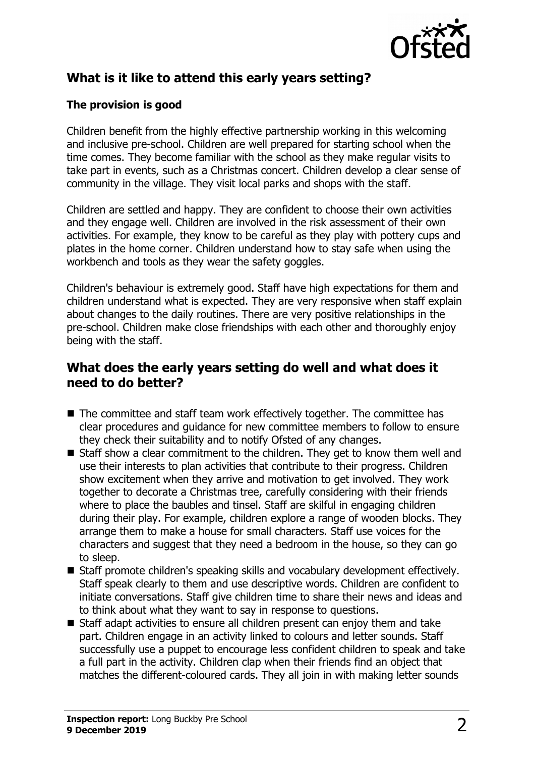## What is it like to attend this early years setting?

### The provision is good

Children benefit from the highly effective partnership working in this welcoming and inclusive pre-school. Children are well prepared for starting school when the time comes. They become familiar with the school as they make regular visits to take part in events, such as a Christmas concert. Children develop a clear sense of community in the village. They visit local parks and shops with the staff.

Children are settled and happy. They are confident to choose their own activities and they engage well. Children are involved in the risk assessment of their own activities. For example, they know to be careful as they play with pottery cups and plates in the home corner. Children understand how to stay safe when using the workbench and tools as they wear the safety goggles.

Children's behaviour is extremely good. Staff have high expectations for them and children understand what is expected. They are very responsive when staff explain about changes to the daily routines. There are very positive relationships in the pre-school. Children make close friendships with each other and thoroughly enjoy being with the staff.

## What does the early years setting do well and what does it need to do better?

- The committee and staff team work effectively together. The committee has clear procedures and guidance for new committee members to follow to ensure they check their suitability and to notify Ofsted of any changes.
- Staff show a clear commitment to the children. They get to know them well and use their interests to plan activities that contribute to their progress. Children show excitement when they arrive and motivation to get involved. They work together to decorate a Christmas tree, carefully considering with their friends where to place the baubles and tinsel. Staff are skilful in engaging children during their play. For example, children explore a range of wooden blocks. They arrange them to make a house for small characters. Staff use voices for the characters and suggest that they need a bedroom in the house, so they can go to sleep.
- Staff promote children's speaking skills and vocabulary development effectively. Staff speak clearly to them and use descriptive words. Children are confident to initiate conversations. Staff give children time to share their news and ideas and to think about what they want to say in response to questions.
- Staff adapt activities to ensure all children present can enjoy them and take part. Children engage in an activity linked to colours and letter sounds. Staff successfully use a puppet to encourage less confident children to speak and take a full part in the activity. Children clap when their friends find an object that matches the different-coloured cards. They all join in with making letter sounds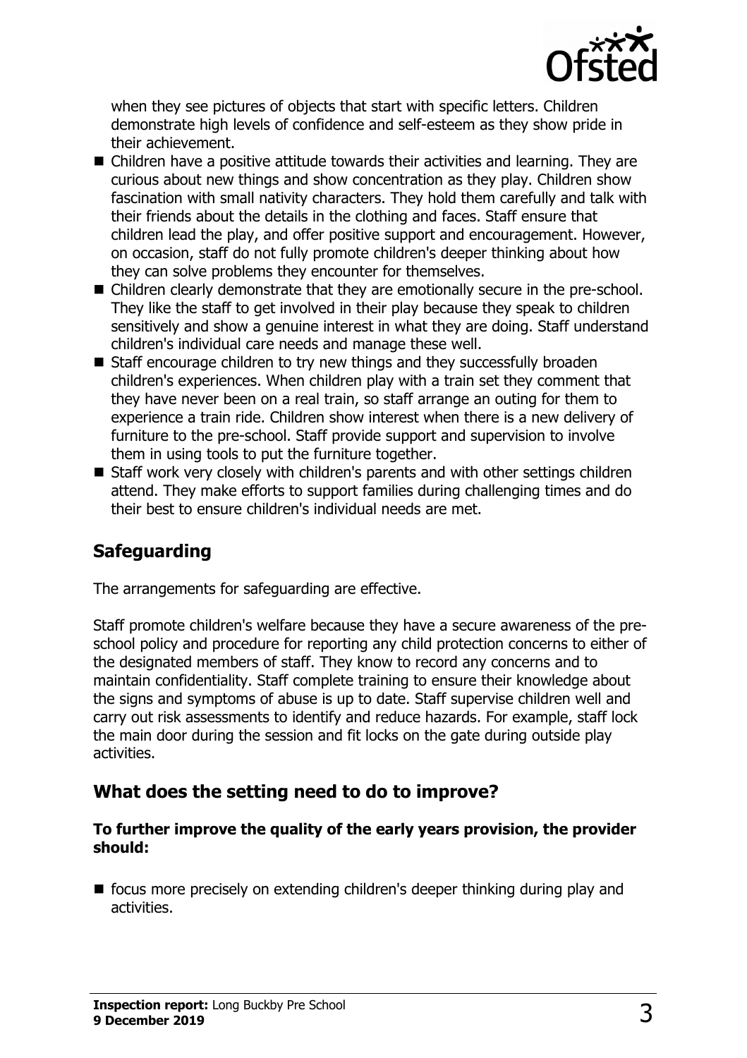when they see pictures of objects that start with specific letters. Children demonstrate high levels of confidence and self-esteem as they show pride in their achievement.

- Children have a positive attitude towards their activities and learning. They are curious about new things and show concentration as they play. Children show fascination with small nativity characters. They hold them carefully and talk with their friends about the details in the clothing and faces. Staff ensure that children lead the play, and offer positive support and encouragement. However, on occasion, staff do not fully promote children's deeper thinking about how they can solve problems they encounter for themselves.
- Children clearly demonstrate that they are emotionally secure in the pre-school. They like the staff to get involved in their play because they speak to children sensitively and show a genuine interest in what they are doing. Staff understand children's individual care needs and manage these well.
- Staff encourage children to try new things and they successfully broaden children's experiences. When children play with a train set they comment that they have never been on a real train, so staff arrange an outing for them to experience a train ride. Children show interest when there is a new delivery of furniture to the pre-school. Staff provide support and supervision to involve them in using tools to put the furniture together.
- Staff work very closely with children's parents and with other settings children attend. They make efforts to support families during challenging times and do their best to ensure children's individual needs are met.

## Safeguarding

The arrangements for safeguarding are effective.

Staff promote children's welfare because they have a secure awareness of the pre-school policy and procedure for reporting any child protection concerns to either of the designated members of staff. They know to record any concerns and to maintain confidentiality. Staff complete training to ensure their knowledge about the signs and symptoms of abuse is up to date. Staff supervise children well and carry out risk assessments to identify and reduce hazards. For example, staff lock the main door during the session and fit locks on the gate during outside play activities.

## What does the setting need to do to improve?

**To further improve the quality of the early years provision, the provider should:**

- focus more precisely on extending children's deeper thinking during play and activities.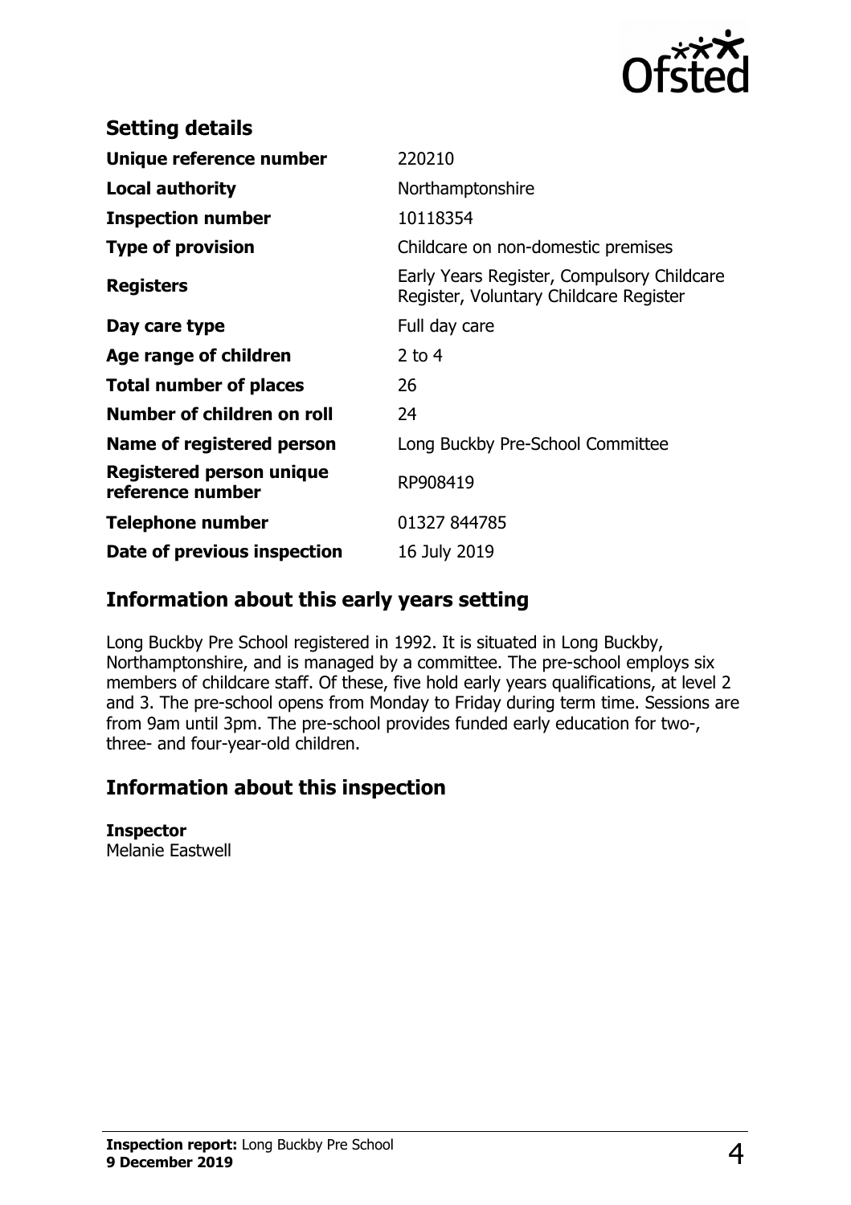## Setting details

| | |
|---|---|
| **Unique reference number** | 220210 |
| **Local authority** | Northamptonshire |
| **Inspection number** | 10118354 |
| **Type of provision** | Childcare on non-domestic premises |
| **Registers** | Early Years Register, Compulsory Childcare Register, Voluntary Childcare Register |
| **Day care type** | Full day care |
| **Age range of children** | 2 to 4 |
| **Total number of places** | 26 |
| **Number of children on roll** | 24 |
| **Name of registered person** | Long Buckby Pre-School Committee |
| **Registered person unique reference number** | RP908419 |
| **Telephone number** | 01327 844785 |
| **Date of previous inspection** | 16 July 2019 |

## Information about this early years setting

Long Buckby Pre School registered in 1992. It is situated in Long Buckby, Northamptonshire, and is managed by a committee. The pre-school employs six members of childcare staff. Of these, five hold early years qualifications, at level 2 and 3. The pre-school opens from Monday to Friday during term time. Sessions are from 9am until 3pm. The pre-school provides funded early education for two-, three- and four-year-old children.

## Information about this inspection

**Inspector**
Melanie Eastwell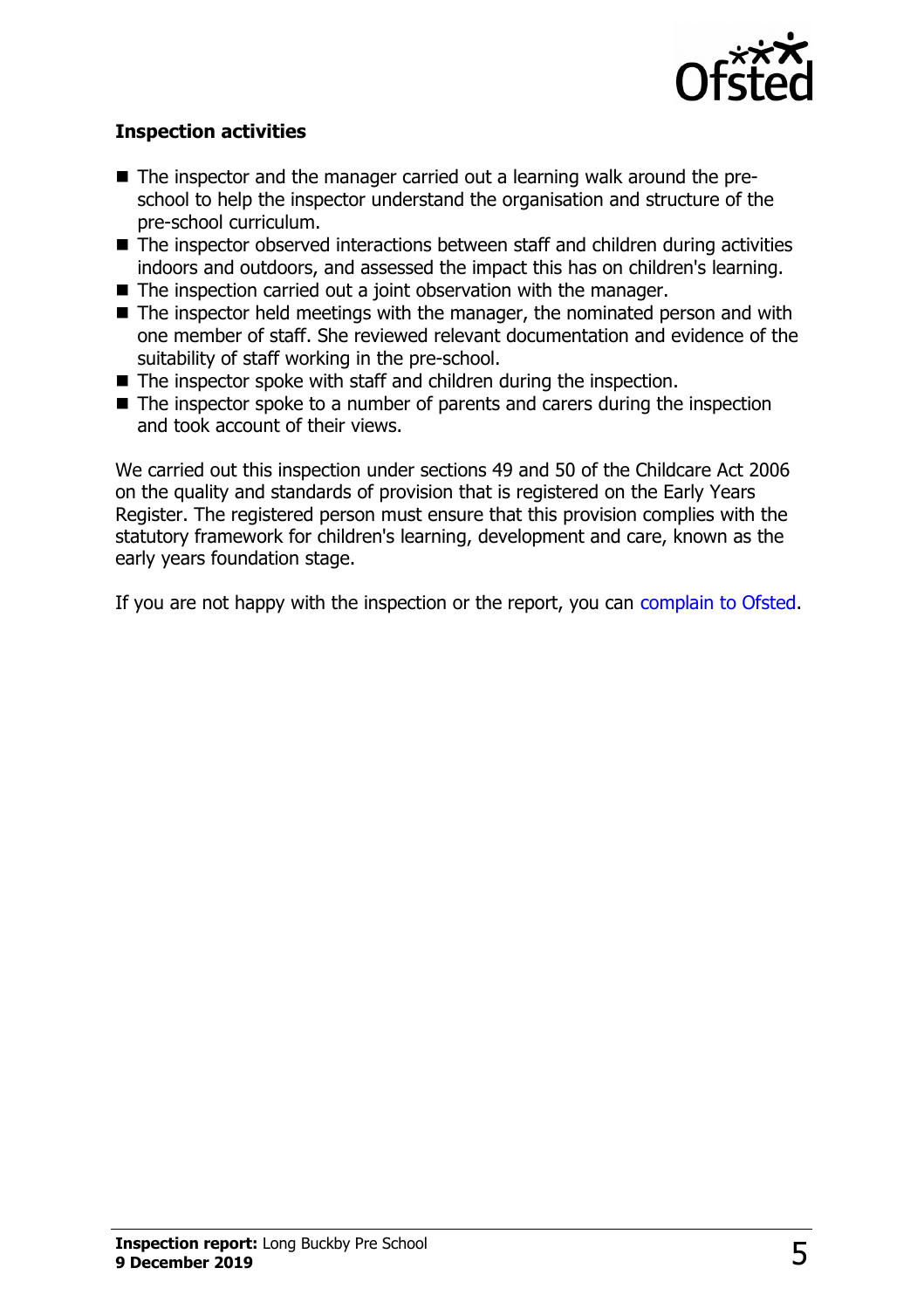### Inspection activities

- The inspector and the manager carried out a learning walk around the pre-school to help the inspector understand the organisation and structure of the pre-school curriculum.
- The inspector observed interactions between staff and children during activities indoors and outdoors, and assessed the impact this has on children's learning.
- The inspection carried out a joint observation with the manager.
- The inspector held meetings with the manager, the nominated person and with one member of staff. She reviewed relevant documentation and evidence of the suitability of staff working in the pre-school.
- The inspector spoke with staff and children during the inspection.
- The inspector spoke to a number of parents and carers during the inspection and took account of their views.

We carried out this inspection under sections 49 and 50 of the Childcare Act 2006 on the quality and standards of provision that is registered on the Early Years Register. The registered person must ensure that this provision complies with the statutory framework for children's learning, development and care, known as the early years foundation stage.

If you are not happy with the inspection or the report, you can complain to Ofsted.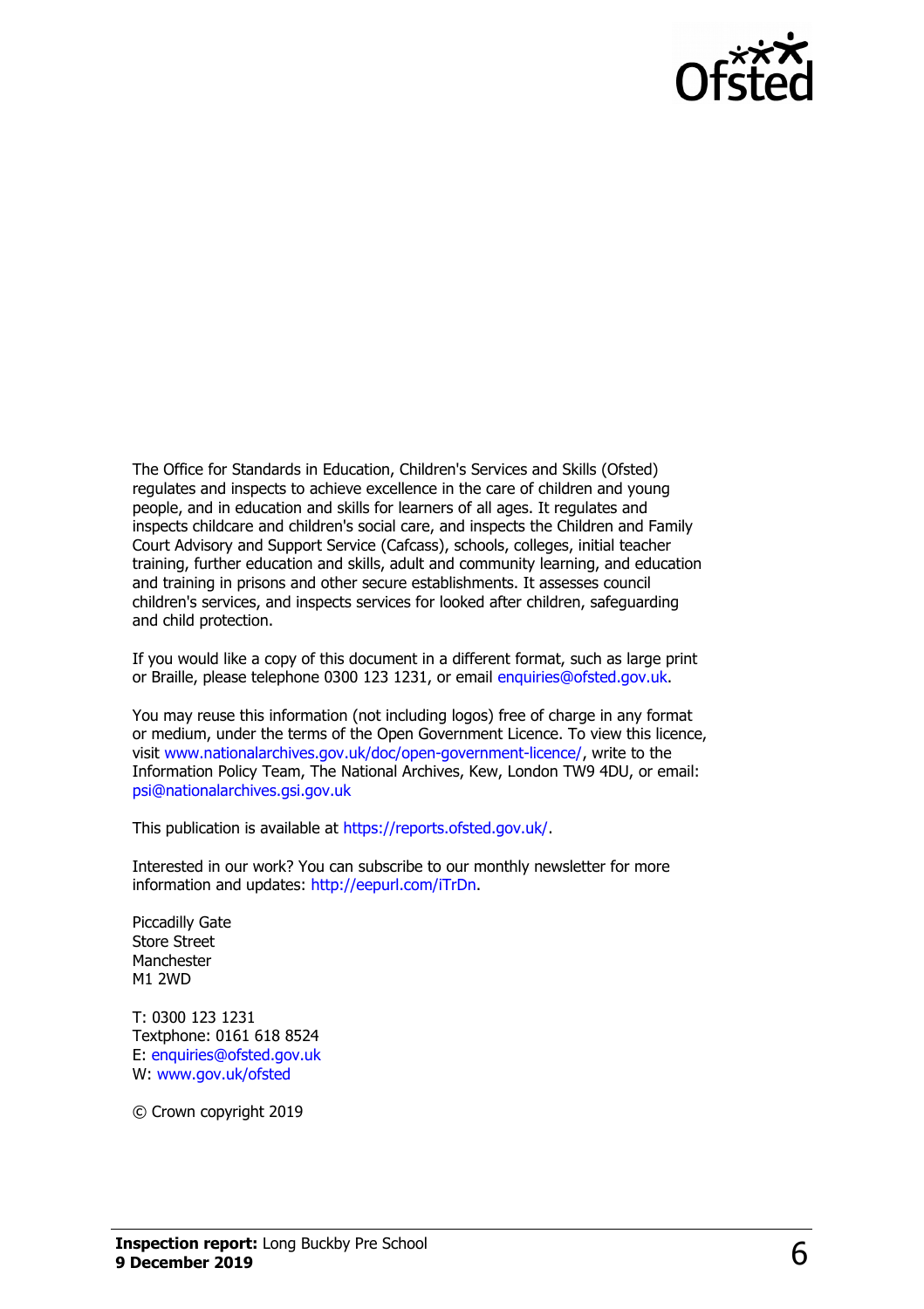The Office for Standards in Education, Children's Services and Skills (Ofsted) regulates and inspects to achieve excellence in the care of children and young people, and in education and skills for learners of all ages. It regulates and inspects childcare and children's social care, and inspects the Children and Family Court Advisory and Support Service (Cafcass), schools, colleges, initial teacher training, further education and skills, adult and community learning, and education and training in prisons and other secure establishments. It assesses council children's services, and inspects services for looked after children, safeguarding and child protection.

If you would like a copy of this document in a different format, such as large print or Braille, please telephone 0300 123 1231, or email enquiries@ofsted.gov.uk.

You may reuse this information (not including logos) free of charge in any format or medium, under the terms of the Open Government Licence. To view this licence, visit www.nationalarchives.gov.uk/doc/open-government-licence/, write to the Information Policy Team, The National Archives, Kew, London TW9 4DU, or email: psi@nationalarchives.gsi.gov.uk

This publication is available at https://reports.ofsted.gov.uk/.

Interested in our work? You can subscribe to our monthly newsletter for more information and updates: http://eepurl.com/iTrDn.

Piccadilly Gate  
Store Street  
Manchester  
M1 2WD

T: 0300 123 1231  
Textphone: 0161 618 8524  
E: enquiries@ofsted.gov.uk  
W: www.gov.uk/ofsted

© Crown copyright 2019